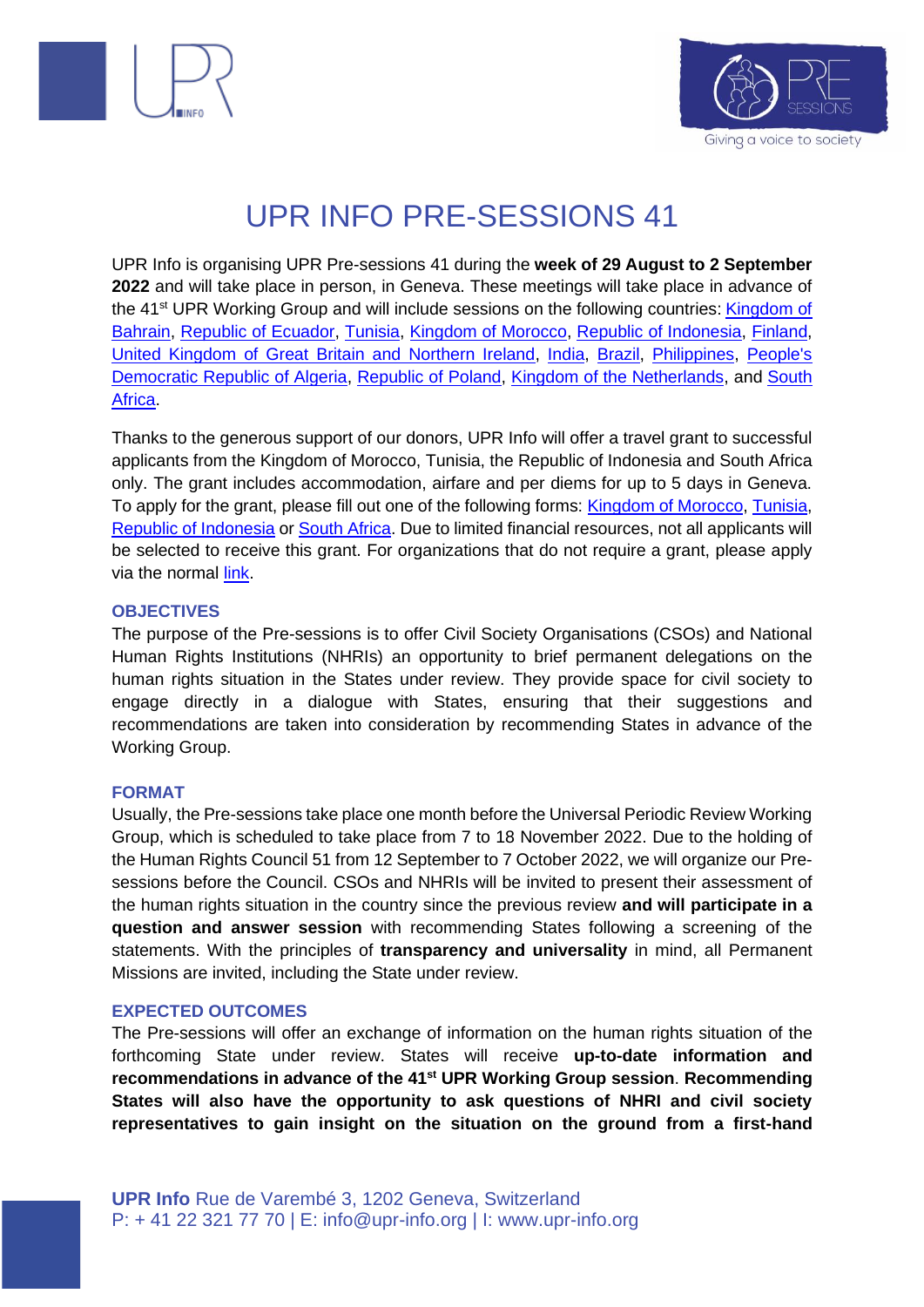# UPR INFO PRE-SESSIONS 41

UPR Info is organising UPR Pre-sessions 41 during the **week of 29 August to 2 September 2022** and will take place in person, in Geneva. These meetings will take place in advance of the 41st UPR Working Group and will include sessions on the following countries: Kingdom of Bahrain, Republic of Ecuador, Tunisia, Kingdom of Morocco, Republic of Indonesia, Finland, United Kingdom of Great Britain and Northern Ireland, India, Brazil, Philippines, People's Democratic Republic of Algeria, Republic of Poland, Kingdom of the Netherlands, and South Africa.

Thanks to the generous support of our donors, UPR Info will offer a travel grant to successful applicants from the Kingdom of Morocco, Tunisia, the Republic of Indonesia and South Africa only. The grant includes accommodation, airfare and per diems for up to 5 days in Geneva. To apply for the grant, please fill out one of the following forms: Kingdom of Morocco, Tunisia, Republic of Indonesia or South Africa. Due to limited financial resources, not all applicants will be selected to receive this grant. For organizations that do not require a grant, please apply via the normal link.

## OBJECTIVES

The purpose of the Pre-sessions is to offer Civil Society Organisations (CSOs) and National Human Rights Institutions (NHRIs) an opportunity to brief permanent delegations on the human rights situation in the States under review. They provide space for civil society to engage directly in a dialogue with States, ensuring that their suggestions and recommendations are taken into consideration by recommending States in advance of the Working Group.

## FORMAT

Usually, the Pre-sessions take place one month before the Universal Periodic Review Working Group, which is scheduled to take place from 7 to 18 November 2022. Due to the holding of the Human Rights Council 51 from 12 September to 7 October 2022, we will organize our Pre-sessions before the Council. CSOs and NHRIs will be invited to present their assessment of the human rights situation in the country since the previous review **and will participate in a question and answer session** with recommending States following a screening of the statements. With the principles of **transparency and universality** in mind, all Permanent Missions are invited, including the State under review.

## EXPECTED OUTCOMES

The Pre-sessions will offer an exchange of information on the human rights situation of the forthcoming State under review. States will receive **up-to-date information and recommendations in advance of the 41st UPR Working Group session**. **Recommending States will also have the opportunity to ask questions of NHRI and civil society representatives to gain insight on the situation on the ground from a first-hand**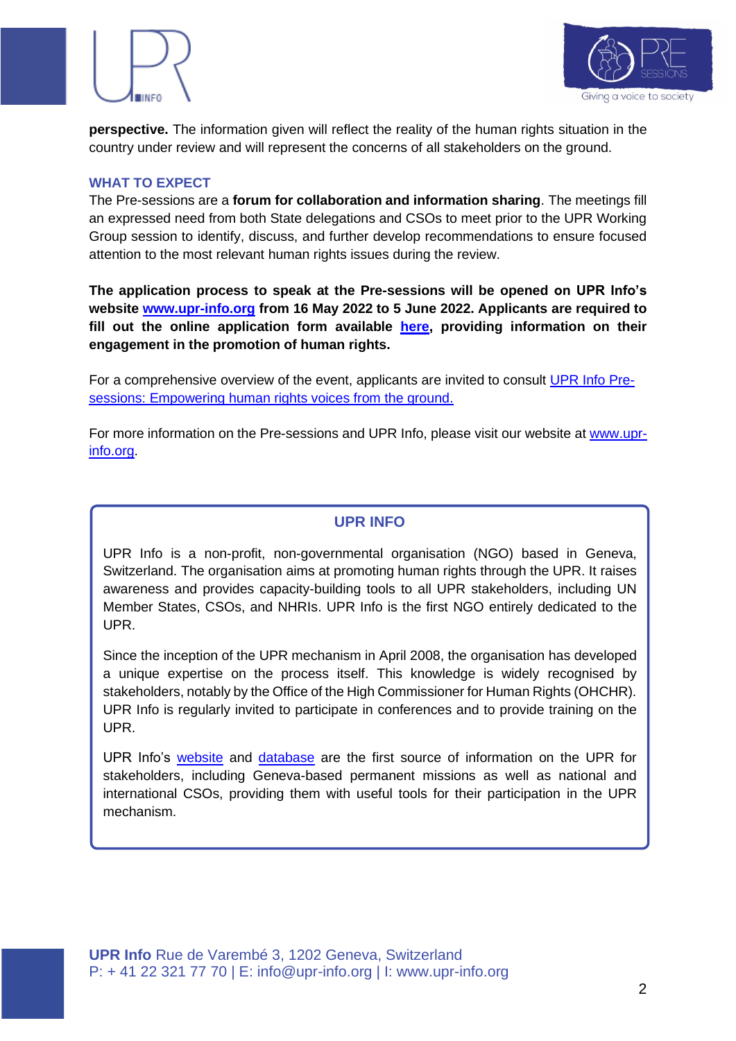**perspective.** The information given will reflect the reality of the human rights situation in the country under review and will represent the concerns of all stakeholders on the ground.

## WHAT TO EXPECT

The Pre-sessions are a **forum for collaboration and information sharing**. The meetings fill an expressed need from both State delegations and CSOs to meet prior to the UPR Working Group session to identify, discuss, and further develop recommendations to ensure focused attention to the most relevant human rights issues during the review.

**The application process to speak at the Pre-sessions will be opened on UPR Info's website [www.upr-info.org](www.upr-info.org) from 16 May 2022 to 5 June 2022. Applicants are required to fill out the online application form available [here](), providing information on their engagement in the promotion of human rights.**

For a comprehensive overview of the event, applicants are invited to consult [UPR Info Pre-sessions: Empowering human rights voices from the ground.]()

For more information on the Pre-sessions and UPR Info, please visit our website at [www.upr-info.org](www.upr-info.org).

## UPR INFO

UPR Info is a non-profit, non-governmental organisation (NGO) based in Geneva, Switzerland. The organisation aims at promoting human rights through the UPR. It raises awareness and provides capacity-building tools to all UPR stakeholders, including UN Member States, CSOs, and NHRIs. UPR Info is the first NGO entirely dedicated to the UPR.

Since the inception of the UPR mechanism in April 2008, the organisation has developed a unique expertise on the process itself. This knowledge is widely recognised by stakeholders, notably by the Office of the High Commissioner for Human Rights (OHCHR). UPR Info is regularly invited to participate in conferences and to provide training on the UPR.

UPR Info's [website]() and [database]() are the first source of information on the UPR for stakeholders, including Geneva-based permanent missions as well as national and international CSOs, providing them with useful tools for their participation in the UPR mechanism.